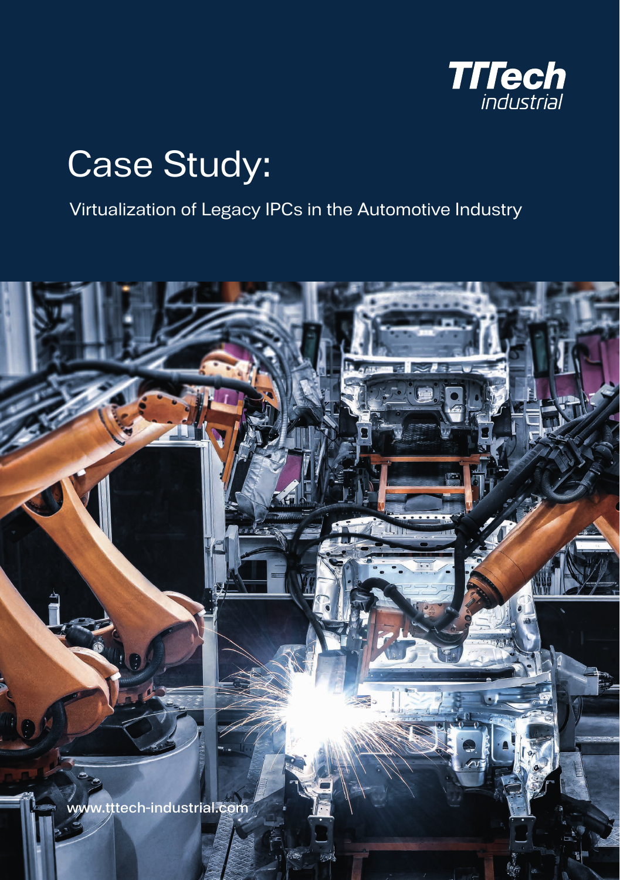TTTech industrial

# Case Study:

## Virtualization of Legacy IPCs in the Automotive Industry

www.tttech-industrial.com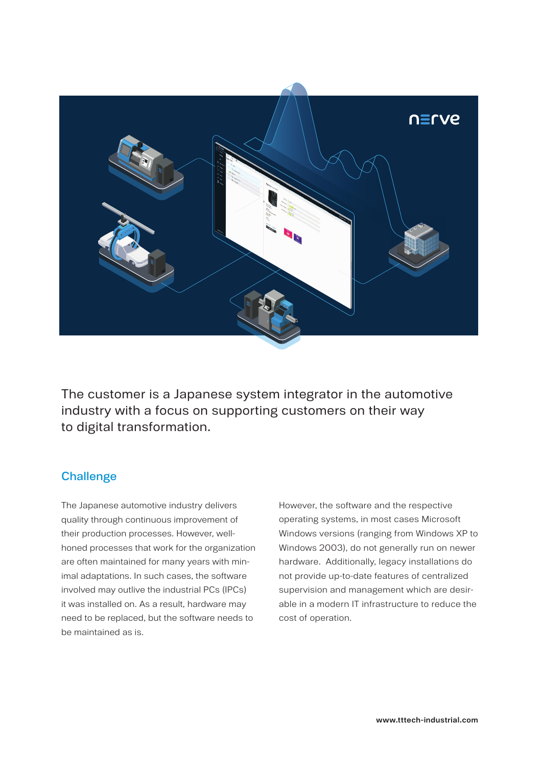The customer is a Japanese system integrator in the automotive industry with a focus on supporting customers on their way to digital transformation.

## Challenge

The Japanese automotive industry delivers quality through continuous improvement of their production processes. However, well-honed processes that work for the organization are often maintained for many years with minimal adaptations. In such cases, the software involved may outlive the industrial PCs (IPCs) it was installed on. As a result, hardware may need to be replaced, but the software needs to be maintained as is.

However, the software and the respective operating systems, in most cases Microsoft Windows versions (ranging from Windows XP to Windows 2003), do not generally run on newer hardware. Additionally, legacy installations do not provide up-to-date features of centralized supervision and management which are desirable in a modern IT infrastructure to reduce the cost of operation.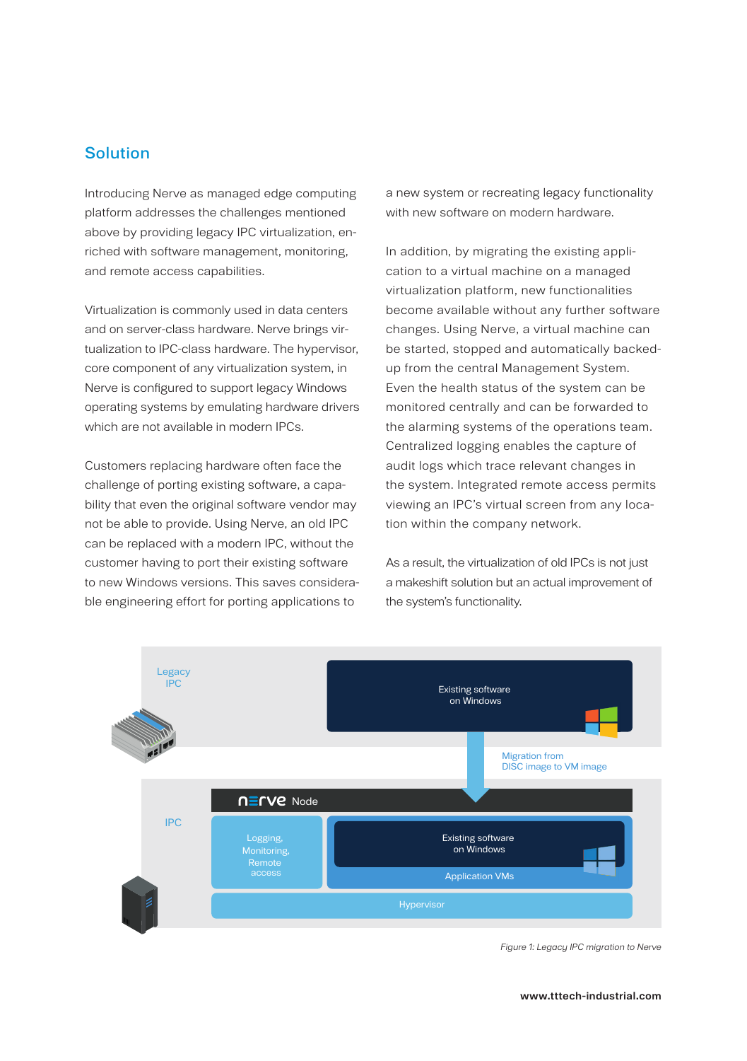## Solution

Introducing Nerve as managed edge computing platform addresses the challenges mentioned above by providing legacy IPC virtualization, enriched with software management, monitoring, and remote access capabilities.

Virtualization is commonly used in data centers and on server-class hardware. Nerve brings virtualization to IPC-class hardware. The hypervisor, core component of any virtualization system, in Nerve is configured to support legacy Windows operating systems by emulating hardware drivers which are not available in modern IPCs.

Customers replacing hardware often face the challenge of porting existing software, a capability that even the original software vendor may not be able to provide. Using Nerve, an old IPC can be replaced with a modern IPC, without the customer having to port their existing software to new Windows versions. This saves considerable engineering effort for porting applications to a new system or recreating legacy functionality with new software on modern hardware.

In addition, by migrating the existing application to a virtual machine on a managed virtualization platform, new functionalities become available without any further software changes. Using Nerve, a virtual machine can be started, stopped and automatically backed-up from the central Management System. Even the health status of the system can be monitored centrally and can be forwarded to the alarming systems of the operations team. Centralized logging enables the capture of audit logs which trace relevant changes in the system. Integrated remote access permits viewing an IPC's virtual screen from any location within the company network.

As a result, the virtualization of old IPCs is not just a makeshift solution but an actual improvement of the system's functionality.

Legacy IPC

Existing software on Windows

Migration from DISC image to VM image

nerve Node

IPC

Logging, Monitoring, Remote access

Existing software on Windows

Application VMs

Hypervisor

*Figure 1: Legacy IPC migration to Nerve*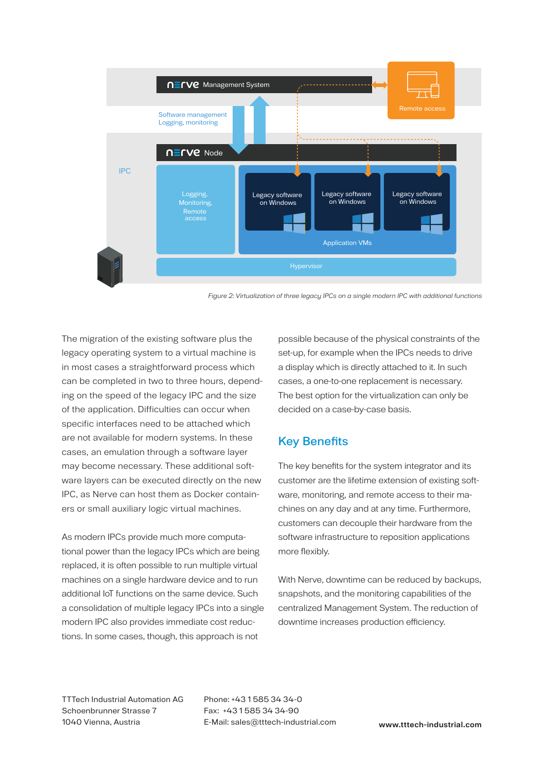nerve Management System

Remote access

Software management
Logging, monitoring

nerve Node

IPC

Logging, Monitoring, Remote access

Legacy software on Windows

Legacy software on Windows

Legacy software on Windows

Application VMs

Hypervisor

*Figure 2: Virtualization of three legacy IPCs on a single modern IPC with additional functions*

The migration of the existing software plus the legacy operating system to a virtual machine is in most cases a straightforward process which can be completed in two to three hours, depending on the speed of the legacy IPC and the size of the application. Difficulties can occur when specific interfaces need to be attached which are not available for modern systems. In these cases, an emulation through a software layer may become necessary. These additional software layers can be executed directly on the new IPC, as Nerve can host them as Docker containers or small auxiliary logic virtual machines.

As modern IPCs provide much more computational power than the legacy IPCs which are being replaced, it is often possible to run multiple virtual machines on a single hardware device and to run additional IoT functions on the same device. Such a consolidation of multiple legacy IPCs into a single modern IPC also provides immediate cost reductions. In some cases, though, this approach is not possible because of the physical constraints of the set-up, for example when the IPCs needs to drive a display which is directly attached to it. In such cases, a one-to-one replacement is necessary. The best option for the virtualization can only be decided on a case-by-case basis.

## Key Benefits

The key benefits for the system integrator and its customer are the lifetime extension of existing software, monitoring, and remote access to their machines on any day and at any time. Furthermore, customers can decouple their hardware from the software infrastructure to reposition applications more flexibly.

With Nerve, downtime can be reduced by backups, snapshots, and the monitoring capabilities of the centralized Management System. The reduction of downtime increases production efficiency.

TTTech Industrial Automation AG
Schoenbrunner Strasse 7
1040 Vienna, Austria

Phone: +43 1 585 34 34-0
Fax: +43 1 585 34 34-90
E-Mail: sales@tttech-industrial.com

**www.tttech-industrial.com**